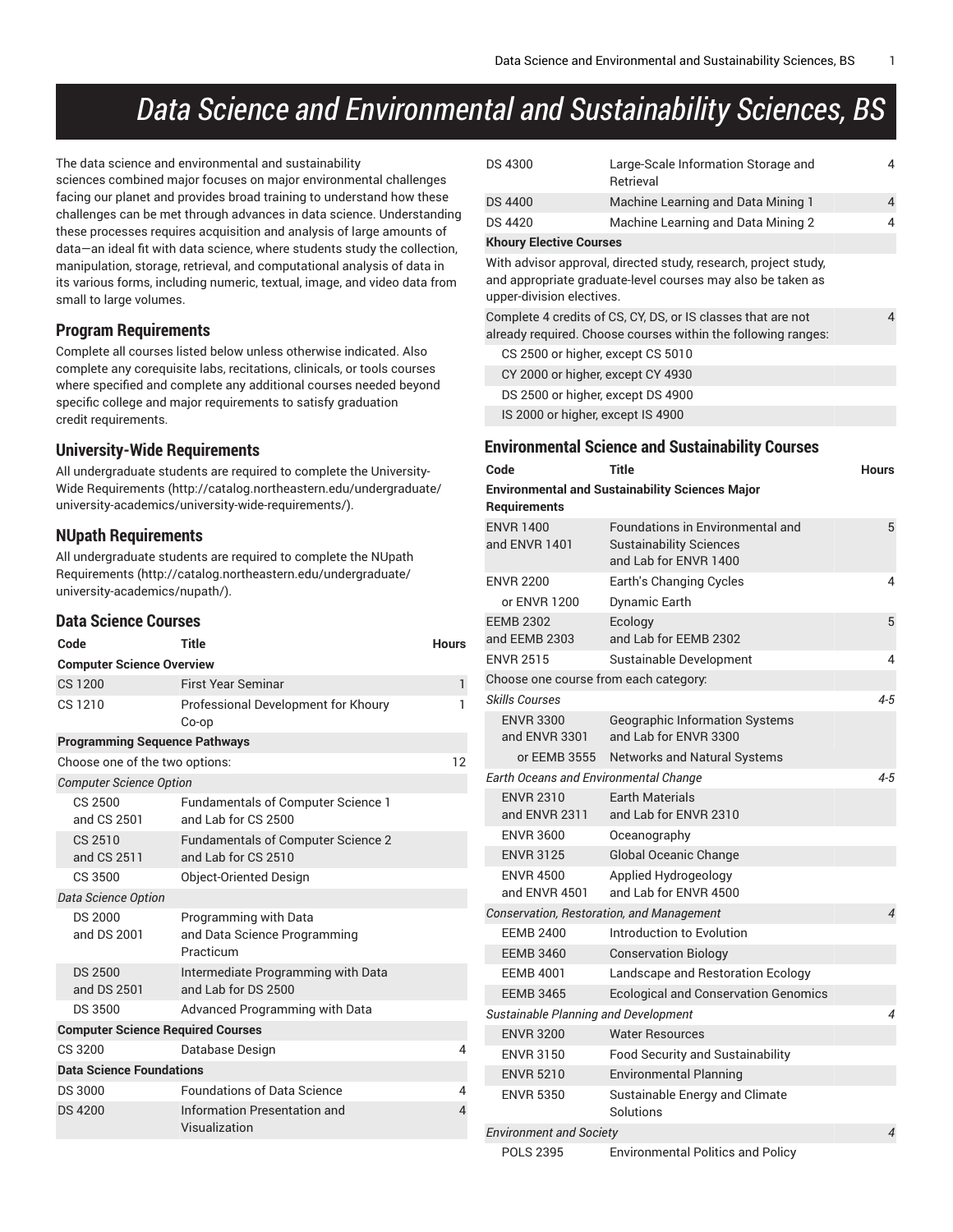# Data Science and Environmental and Sustainability Sciences, BS

The data science and environmental and sustainability sciences combined major focuses on major environmental challenges facing our planet and provides broad training to understand how these challenges can be met through advances in data science. Understanding these processes requires acquisition and analysis of large amounts of data—an ideal fit with data science, where students study the collection, manipulation, storage, retrieval, and computational analysis of data in its various forms, including numeric, textual, image, and video data from small to large volumes.

## Program Requirements

Complete all courses listed below unless otherwise indicated. Also complete any corequisite labs, recitations, clinicals, or tools courses where specified and complete any additional courses needed beyond specific college and major requirements to satisfy graduation credit requirements.

## University-Wide Requirements

All undergraduate students are required to complete the University-Wide Requirements (http://catalog.northeastern.edu/undergraduate/university-academics/university-wide-requirements/).

## NUpath Requirements

All undergraduate students are required to complete the NUpath Requirements (http://catalog.northeastern.edu/undergraduate/university-academics/nupath/).

## Data Science Courses

| Code | Title | Hours |
|---|---|---|
| **Computer Science Overview** | | |
| CS 1200 | First Year Seminar | 1 |
| CS 1210 | Professional Development for Khoury Co-op | 1 |
| **Programming Sequence Pathways** | | |
| Choose one of the two options: | | 12 |
| *Computer Science Option* | | |
| CS 2500 and CS 2501 | Fundamentals of Computer Science 1 and Lab for CS 2500 | |
| CS 2510 and CS 2511 | Fundamentals of Computer Science 2 and Lab for CS 2510 | |
| CS 3500 | Object-Oriented Design | |
| *Data Science Option* | | |
| DS 2000 and DS 2001 | Programming with Data and Data Science Programming Practicum | |
| DS 2500 and DS 2501 | Intermediate Programming with Data and Lab for DS 2500 | |
| DS 3500 | Advanced Programming with Data | |
| **Computer Science Required Courses** | | |
| CS 3200 | Database Design | 4 |
| **Data Science Foundations** | | |
| DS 3000 | Foundations of Data Science | 4 |
| DS 4200 | Information Presentation and Visualization | 4 |
| DS 4300 | Large-Scale Information Storage and Retrieval | 4 |
| DS 4400 | Machine Learning and Data Mining 1 | 4 |
| DS 4420 | Machine Learning and Data Mining 2 | 4 |
| **Khoury Elective Courses** | | |
| With advisor approval, directed study, research, project study, and appropriate graduate-level courses may also be taken as upper-division electives. | | |
| Complete 4 credits of CS, CY, DS, or IS classes that are not already required. Choose courses within the following ranges: | | 4 |
| CS 2500 or higher, except CS 5010 | | |
| CY 2000 or higher, except CY 4930 | | |
| DS 2500 or higher, except DS 4900 | | |
| IS 2000 or higher, except IS 4900 | | |

## Environmental Science and Sustainability Courses

| Code | Title | Hours |
|---|---|---|
| **Environmental and Sustainability Sciences Major Requirements** | | |
| ENVR 1400 and ENVR 1401 | Foundations in Environmental and Sustainability Sciences and Lab for ENVR 1400 | 5 |
| ENVR 2200 | Earth's Changing Cycles | 4 |
| or ENVR 1200 | Dynamic Earth | |
| EEMB 2302 and EEMB 2303 | Ecology and Lab for EEMB 2302 | 5 |
| ENVR 2515 | Sustainable Development | 4 |
| Choose one course from each category: | | |
| *Skills Courses* | | *4-5* |
| ENVR 3300 and ENVR 3301 | Geographic Information Systems and Lab for ENVR 3300 | |
| or EEMB 3555 | Networks and Natural Systems | |
| *Earth Oceans and Environmental Change* | | *4-5* |
| ENVR 2310 and ENVR 2311 | Earth Materials and Lab for ENVR 2310 | |
| ENVR 3600 | Oceanography | |
| ENVR 3125 | Global Oceanic Change | |
| ENVR 4500 and ENVR 4501 | Applied Hydrogeology and Lab for ENVR 4500 | |
| *Conservation, Restoration, and Management* | | *4* |
| EEMB 2400 | Introduction to Evolution | |
| EEMB 3460 | Conservation Biology | |
| EEMB 4001 | Landscape and Restoration Ecology | |
| EEMB 3465 | Ecological and Conservation Genomics | |
| *Sustainable Planning and Development* | | *4* |
| ENVR 3200 | Water Resources | |
| ENVR 3150 | Food Security and Sustainability | |
| ENVR 5210 | Environmental Planning | |
| ENVR 5350 | Sustainable Energy and Climate Solutions | |
| *Environment and Society* | | *4* |
| POLS 2395 | Environmental Politics and Policy | |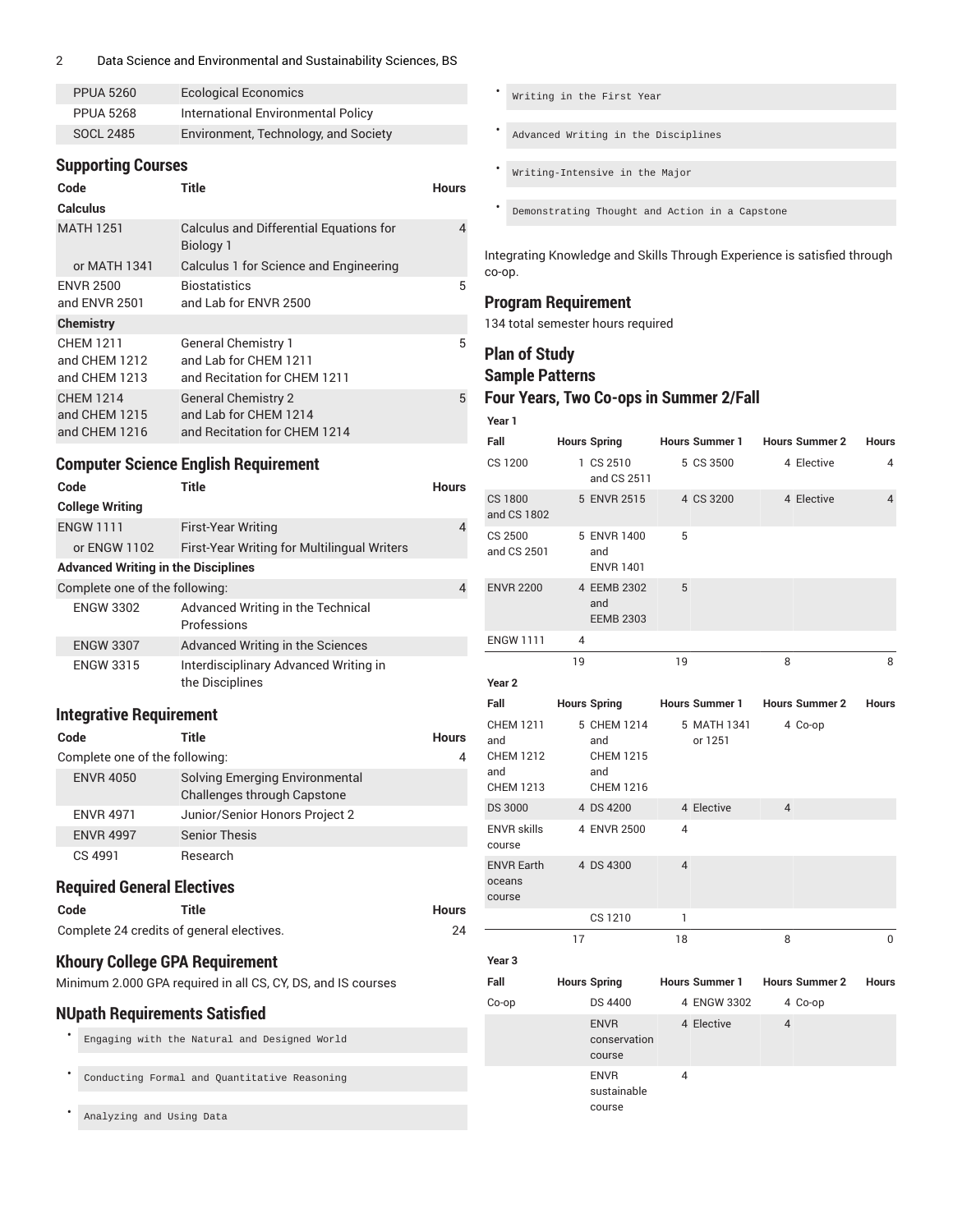| | | |
|---|---|---|
| PPUA 5260 | Ecological Economics | |
| PPUA 5268 | International Environmental Policy | |
| SOCL 2485 | Environment, Technology, and Society | |

## Supporting Courses

| Code | Title | Hours |
|---|---|---|
| **Calculus** | | |
| MATH 1251 | Calculus and Differential Equations for Biology 1 | 4 |
| or MATH 1341 | Calculus 1 for Science and Engineering | |
| ENVR 2500 and ENVR 2501 | Biostatistics and Lab for ENVR 2500 | 5 |
| **Chemistry** | | |
| CHEM 1211 and CHEM 1212 and CHEM 1213 | General Chemistry 1 and Lab for CHEM 1211 and Recitation for CHEM 1211 | 5 |
| CHEM 1214 and CHEM 1215 and CHEM 1216 | General Chemistry 2 and Lab for CHEM 1214 and Recitation for CHEM 1214 | 5 |

## Computer Science English Requirement

| Code | Title | Hours |
|---|---|---|
| **College Writing** | | |
| ENGW 1111 | First-Year Writing | 4 |
| or ENGW 1102 | First-Year Writing for Multilingual Writers | |
| **Advanced Writing in the Disciplines** | | |
| Complete one of the following: | | 4 |
| ENGW 3302 | Advanced Writing in the Technical Professions | |
| ENGW 3307 | Advanced Writing in the Sciences | |
| ENGW 3315 | Interdisciplinary Advanced Writing in the Disciplines | |

## Integrative Requirement

| Code | Title | Hours |
|---|---|---|
| Complete one of the following: | | 4 |
| ENVR 4050 | Solving Emerging Environmental Challenges through Capstone | |
| ENVR 4971 | Junior/Senior Honors Project 2 | |
| ENVR 4997 | Senior Thesis | |
| CS 4991 | Research | |

## Required General Electives

| Code | Title | Hours |
|---|---|---|
| Complete 24 credits of general electives. | | 24 |

## Khoury College GPA Requirement

Minimum 2.000 GPA required in all CS, CY, DS, and IS courses

## NUpath Requirements Satisfied

- Engaging with the Natural and Designed World
- Conducting Formal and Quantitative Reasoning
- Analyzing and Using Data
- Writing in the First Year
- Advanced Writing in the Disciplines
- Writing-Intensive in the Major
- Demonstrating Thought and Action in a Capstone

Integrating Knowledge and Skills Through Experience is satisfied through co-op.

## Program Requirement

134 total semester hours required

## Plan of Study

## Sample Patterns

## Four Years, Two Co-ops in Summer 2/Fall

**Year 1**

| Fall | Hours | Spring | Hours | Summer 1 | Hours | Summer 2 | Hours |
|---|---|---|---|---|---|---|---|
| CS 1200 | 1 | CS 2510 and CS 2511 | 5 | CS 3500 | 4 | Elective | 4 |
| CS 1800 and CS 1802 | 5 | ENVR 2515 | 4 | CS 3200 | 4 | Elective | 4 |
| CS 2500 and CS 2501 | 5 | ENVR 1400 and ENVR 1401 | 5 | | | | |
| ENVR 2200 | 4 | EEMB 2302 and EEMB 2303 | 5 | | | | |
| ENGW 1111 | 4 | | | | | | |
| | 19 | | 19 | | 8 | | 8 |

**Year 2**

| Fall | Hours | Spring | Hours | Summer 1 | Hours | Summer 2 | Hours |
|---|---|---|---|---|---|---|---|
| CHEM 1211 and CHEM 1212 and CHEM 1213 | 5 | CHEM 1214 and CHEM 1215 and CHEM 1216 | 5 | MATH 1341 or 1251 | 4 | Co-op | |
| DS 3000 | 4 | DS 4200 | 4 | Elective | 4 | | |
| ENVR skills course | 4 | ENVR 2500 | 4 | | | | |
| ENVR Earth oceans course | 4 | DS 4300 | 4 | | | | |
| | | CS 1210 | 1 | | | | |
| | 17 | | 18 | | 8 | | 0 |

**Year 3**

| Fall | Hours | Spring | Hours | Summer 1 | Hours | Summer 2 | Hours |
|---|---|---|---|---|---|---|---|
| Co-op | | DS 4400 | 4 | ENGW 3302 | 4 | Co-op | |
| | | ENVR conservation course | 4 | Elective | 4 | | |
| | | ENVR sustainable course | 4 | | | | |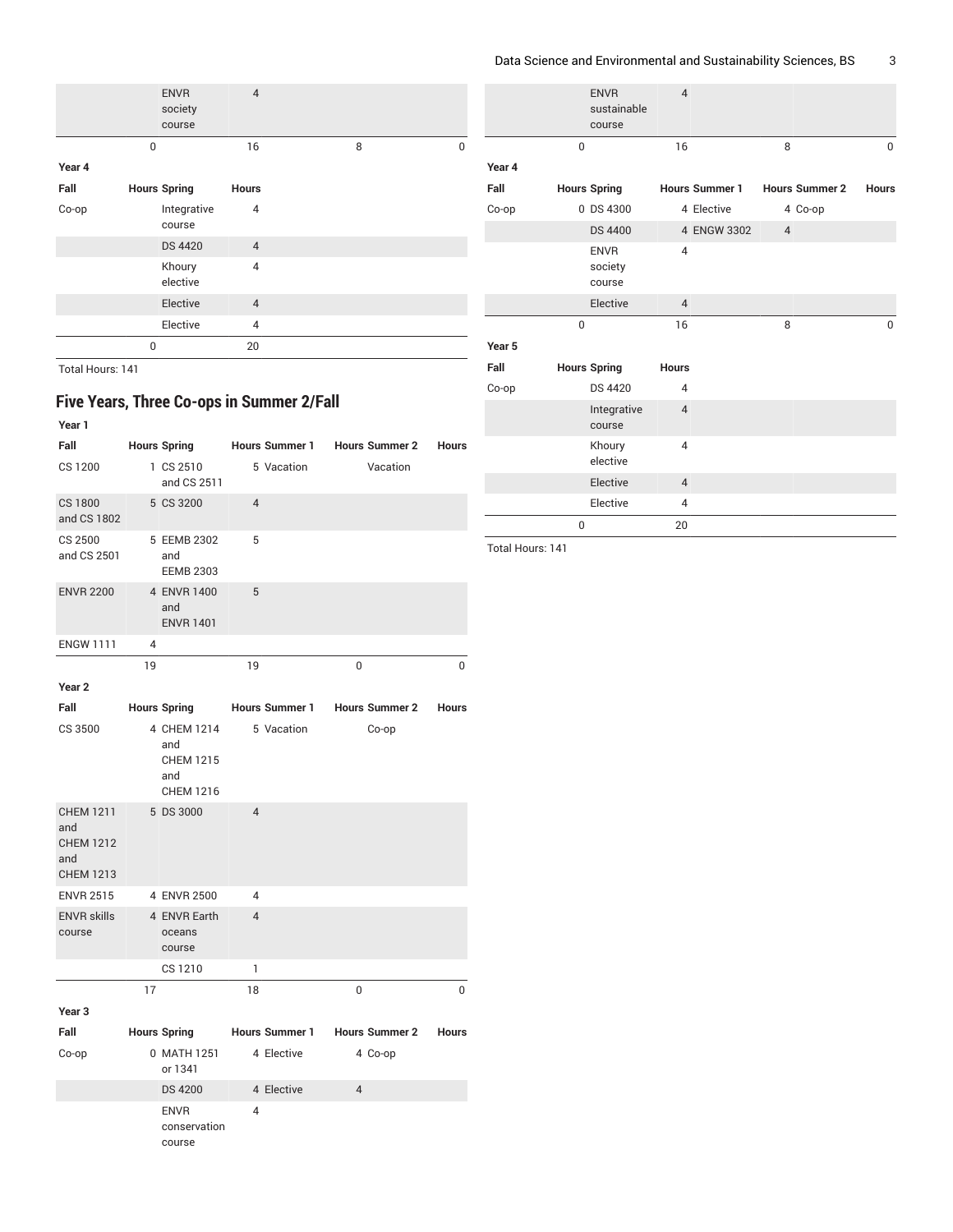| Fall | Hours | Spring | Hours | | | | |
|---|---|---|---|---|---|---|---|
| | | ENVR society course | 4 | | | | |
| | 0 | | 16 | | 8 | | 0 |

**Year 4**

| Fall | Hours | Spring | Hours |
|---|---|---|---|
| Co-op | | Integrative course | 4 |
| | | DS 4420 | 4 |
| | | Khoury elective | 4 |
| | | Elective | 4 |
| | | Elective | 4 |
| | 0 | | 20 |

Total Hours: 141

## Five Years, Three Co-ops in Summer 2/Fall

**Year 1**

| Fall | Hours | Spring | Hours | Summer 1 | Hours | Summer 2 | Hours |
|---|---|---|---|---|---|---|---|
| CS 1200 | 1 | CS 2510 and CS 2511 | 5 | Vacation | | Vacation | |
| CS 1800 and CS 1802 | 5 | CS 3200 | 4 | | | | |
| CS 2500 and CS 2501 | 5 | EEMB 2302 and EEMB 2303 | 5 | | | | |
| ENVR 2200 | 4 | ENVR 1400 and ENVR 1401 | 5 | | | | |
| ENGW 1111 | 4 | | | | | | |
| | 19 | | 19 | | 0 | | 0 |

**Year 2**

| Fall | Hours | Spring | Hours | Summer 1 | Hours | Summer 2 | Hours |
|---|---|---|---|---|---|---|---|
| CS 3500 | 4 | CHEM 1214 and CHEM 1215 and CHEM 1216 | 5 | Vacation | | Co-op | |
| CHEM 1211 and CHEM 1212 and CHEM 1213 | 5 | DS 3000 | 4 | | | | |
| ENVR 2515 | 4 | ENVR 2500 | 4 | | | | |
| ENVR skills course | 4 | ENVR Earth oceans course | 4 | | | | |
| | | CS 1210 | 1 | | | | |
| | 17 | | 18 | | 0 | | 0 |

**Year 3**

| Fall | Hours | Spring | Hours | Summer 1 | Hours | Summer 2 | Hours |
|---|---|---|---|---|---|---|---|
| Co-op | 0 | MATH 1251 or 1341 | 4 | Elective | 4 | Co-op | |
| | | DS 4200 | 4 | Elective | 4 | | |
| | | ENVR conservation course | 4 | | | | |
| | | ENVR sustainable course | 4 | | | | |
| | 0 | | 16 | | 8 | | 0 |

**Year 4**

| Fall | Hours | Spring | Hours | Summer 1 | Hours | Summer 2 | Hours |
|---|---|---|---|---|---|---|---|
| Co-op | 0 | DS 4300 | 4 | Elective | 4 | Co-op | |
| | | DS 4400 | 4 | ENGW 3302 | 4 | | |
| | | ENVR society course | 4 | | | | |
| | | Elective | 4 | | | | |
| | 0 | | 16 | | 8 | | 0 |

**Year 5**

| Fall | Hours | Spring | Hours |
|---|---|---|---|
| Co-op | | DS 4420 | 4 |
| | | Integrative course | 4 |
| | | Khoury elective | 4 |
| | | Elective | 4 |
| | | Elective | 4 |
| | 0 | | 20 |

Total Hours: 141